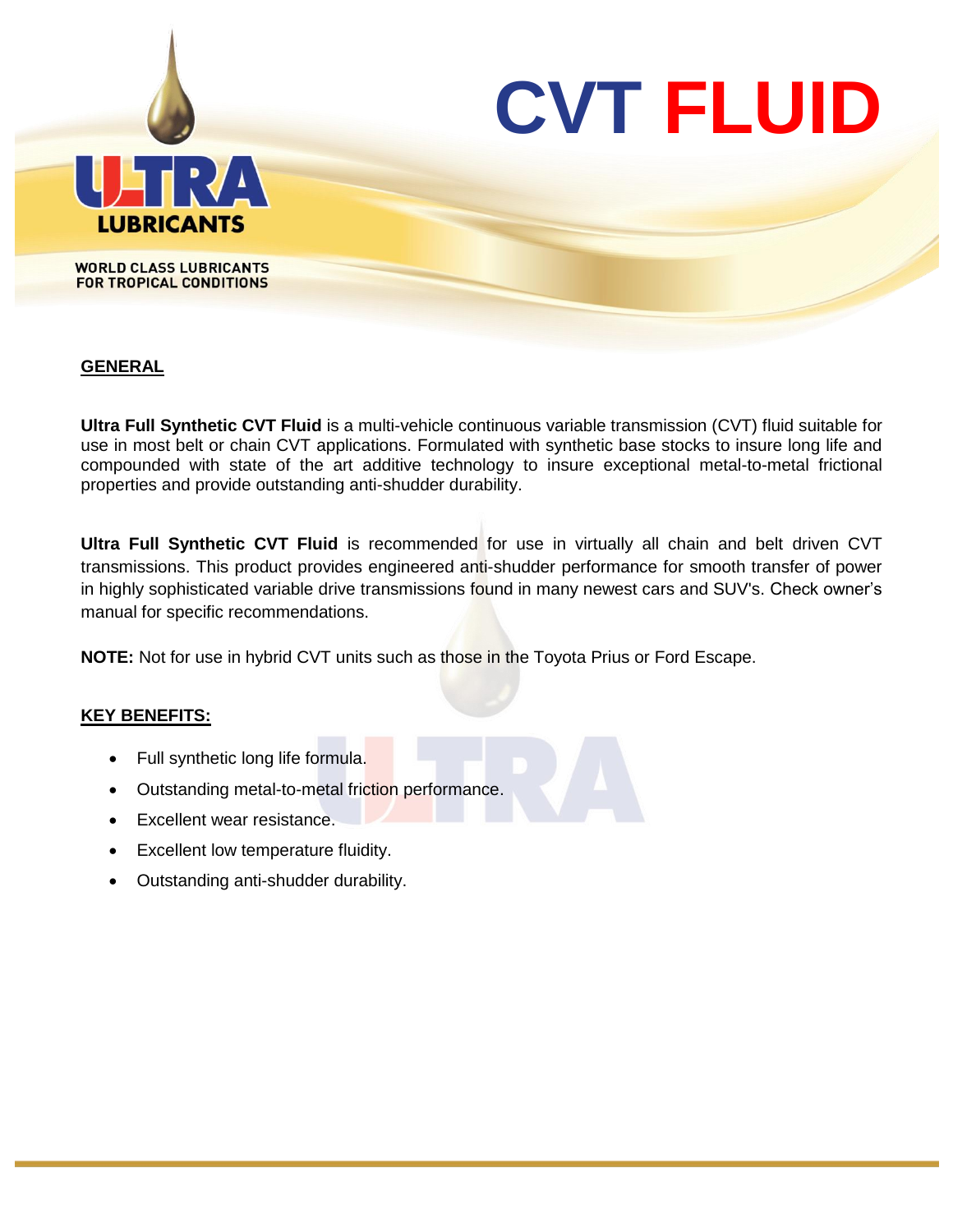# CVT FLUID

ULTRA LUBRICANTS

WORLD CLASS LUBRICANTS FOR TROPICAL CONDITIONS

## GENERAL

**Ultra Full Synthetic CVT Fluid** is a multi-vehicle continuous variable transmission (CVT) fluid suitable for use in most belt or chain CVT applications. Formulated with synthetic base stocks to insure long life and compounded with state of the art additive technology to insure exceptional metal-to-metal frictional properties and provide outstanding anti-shudder durability.

**Ultra Full Synthetic CVT Fluid** is recommended for use in virtually all chain and belt driven CVT transmissions. This product provides engineered anti-shudder performance for smooth transfer of power in highly sophisticated variable drive transmissions found in many newest cars and SUV's. Check owner's manual for specific recommendations.

**NOTE:** Not for use in hybrid CVT units such as those in the Toyota Prius or Ford Escape.

## KEY BENEFITS:

- Full synthetic long life formula.
- Outstanding metal-to-metal friction performance.
- Excellent wear resistance.
- Excellent low temperature fluidity.
- Outstanding anti-shudder durability.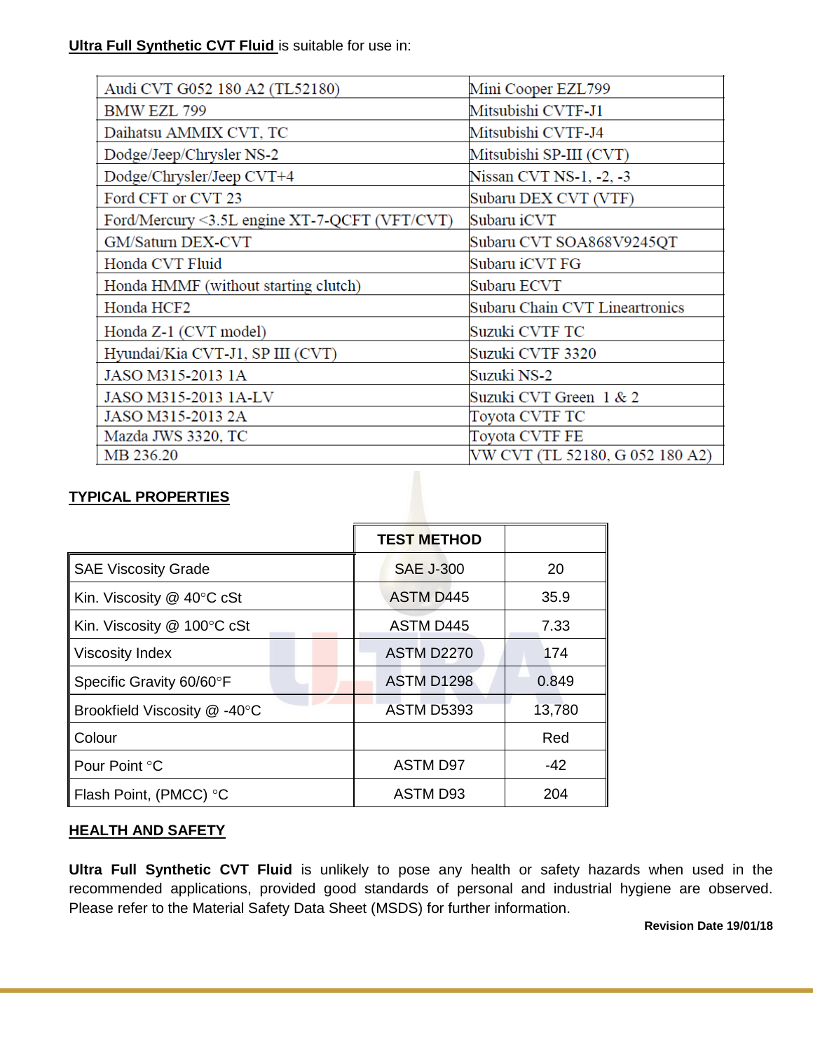**Ultra Full Synthetic CVT Fluid** is suitable for use in:

| | |
|---|---|
| Audi CVT G052 180 A2 (TL52180) | Mini Cooper EZL799 |
| BMW EZL 799 | Mitsubishi CVTF-J1 |
| Daihatsu AMMIX CVT, TC | Mitsubishi CVTF-J4 |
| Dodge/Jeep/Chrysler NS-2 | Mitsubishi SP-III (CVT) |
| Dodge/Chrysler/Jeep CVT+4 | Nissan CVT NS-1, -2, -3 |
| Ford CFT or CVT 23 | Subaru DEX CVT (VTF) |
| Ford/Mercury <3.5L engine XT-7-QCFT (VFT/CVT) | Subaru iCVT |
| GM/Saturn DEX-CVT | Subaru CVT SOA868V9245QT |
| Honda CVT Fluid | Subaru iCVT FG |
| Honda HMMF (without starting clutch) | Subaru ECVT |
| Honda HCF2 | Subaru Chain CVT Lineartronics |
| Honda Z-1 (CVT model) | Suzuki CVTF TC |
| Hyundai/Kia CVT-J1, SP III (CVT) | Suzuki CVTF 3320 |
| JASO M315-2013 1A | Suzuki NS-2 |
| JASO M315-2013 1A-LV | Suzuki CVT Green 1 & 2 |
| JASO M315-2013 2A | Toyota CVTF TC |
| Mazda JWS 3320, TC | Toyota CVTF FE |
| MB 236.20 | VW CVT (TL 52180, G 052 180 A2) |

## TYPICAL PROPERTIES

| | TEST METHOD | |
|---|---|---|
| SAE Viscosity Grade | SAE J-300 | 20 |
| Kin. Viscosity @ 40°C cSt | ASTM D445 | 35.9 |
| Kin. Viscosity @ 100°C cSt | ASTM D445 | 7.33 |
| Viscosity Index | ASTM D2270 | 174 |
| Specific Gravity 60/60°F | ASTM D1298 | 0.849 |
| Brookfield Viscosity @ -40°C | ASTM D5393 | 13,780 |
| Colour | | Red |
| Pour Point °C | ASTM D97 | -42 |
| Flash Point, (PMCC) °C | ASTM D93 | 204 |

## HEALTH AND SAFETY

**Ultra Full Synthetic CVT Fluid** is unlikely to pose any health or safety hazards when used in the recommended applications, provided good standards of personal and industrial hygiene are observed. Please refer to the Material Safety Data Sheet (MSDS) for further information.

**Revision Date 19/01/18**